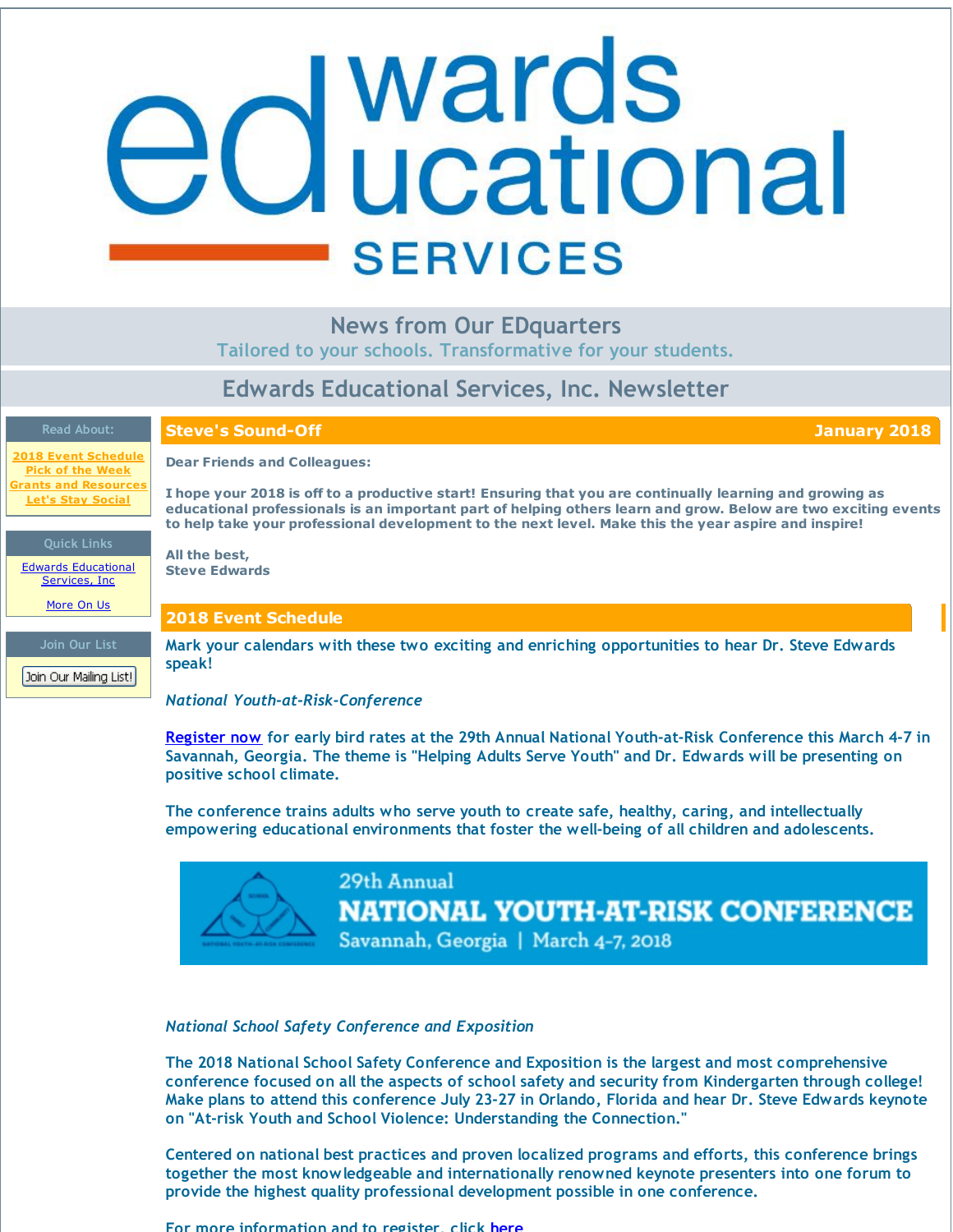# Edwards Educational Services

## News from Our EDquarters

Tailored to your schools. Transformative for your students.

## Edwards Educational Services, Inc. Newsletter

**Read About:**

- [2018 Event Schedule]
- [Pick of the Week]
- [Grants and Resources]
- [Let's Stay Social]

**Quick Links**

- [Edwards Educational Services, Inc]
- [More On Us]

**Join Our List**

Join Our Mailing List!

## Steve's Sound-Off — January 2018

**Dear Friends and Colleagues:**

**I hope your 2018 is off to a productive start! Ensuring that you are continually learning and growing as educational professionals is an important part of helping others learn and grow. Below are two exciting events to help take your professional development to the next level. Make this the year aspire and inspire!**

**All the best,**
**Steve Edwards**

## 2018 Event Schedule

Mark your calendars with these two exciting and enriching opportunities to hear Dr. Steve Edwards speak!

*National Youth-at-Risk-Conference*

[Register now] for early bird rates at the 29th Annual National Youth-at-Risk Conference this March 4-7 in Savannah, Georgia. The theme is "Helping Adults Serve Youth" and Dr. Edwards will be presenting on positive school climate.

The conference trains adults who serve youth to create safe, healthy, caring, and intellectually empowering educational environments that foster the well-being of all children and adolescents.

29th Annual
NATIONAL YOUTH-AT-RISK CONFERENCE
Savannah, Georgia | March 4-7, 2018

*National School Safety Conference and Exposition*

The 2018 National School Safety Conference and Exposition is the largest and most comprehensive conference focused on all the aspects of school safety and security from Kindergarten through college! Make plans to attend this conference July 23-27 in Orlando, Florida and hear Dr. Steve Edwards keynote on "At-risk Youth and School Violence: Understanding the Connection."

Centered on national best practices and proven localized programs and efforts, this conference brings together the most knowledgeable and internationally renowned keynote presenters into one forum to provide the highest quality professional development possible in one conference.

For more information and to register, click [here]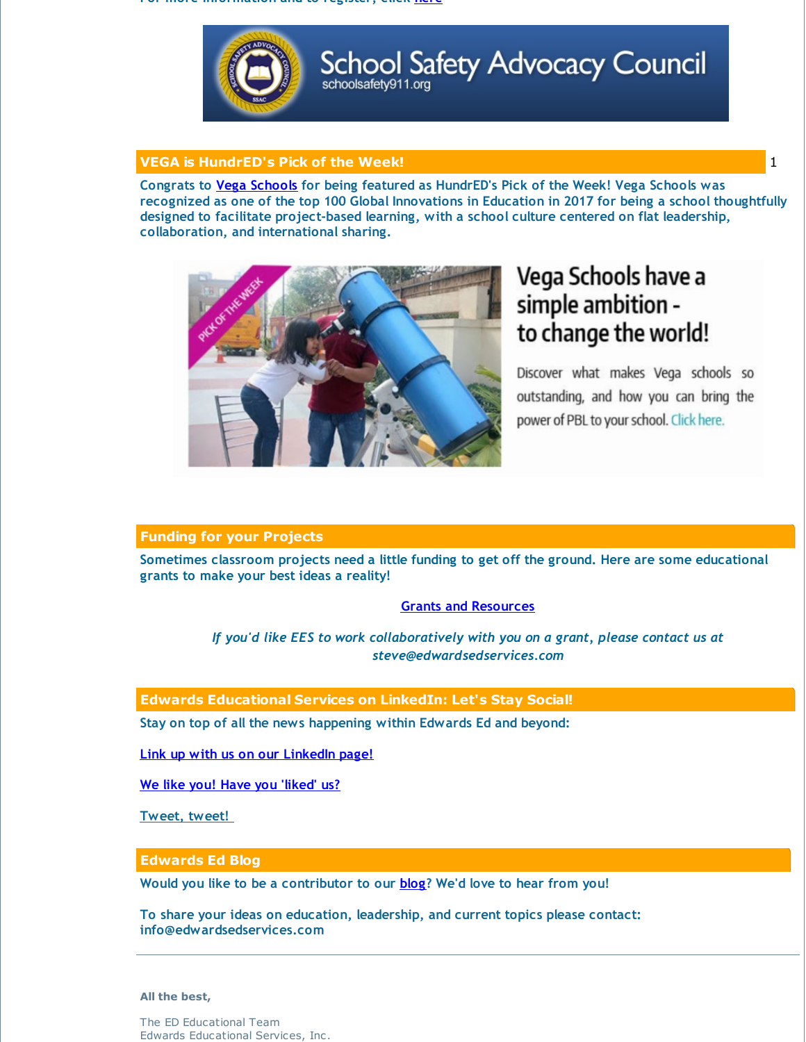## VEGA is HundrED's Pick of the Week!

Congrats to Vega Schools for being featured as HundrED's Pick of the Week! Vega Schools was recognized as one of the top 100 Global Innovations in Education in 2017 for being a school thoughtfully designed to facilitate project-based learning, with a school culture centered on flat leadership, collaboration, and international sharing.

Vega Schools have a simple ambition - to change the world!

Discover what makes Vega schools so outstanding, and how you can bring the power of PBL to your school. Click here.

## Funding for your Projects

Sometimes classroom projects need a little funding to get off the ground. Here are some educational grants to make your best ideas a reality!

Grants and Resources

*If you'd like EES to work collaboratively with you on a grant, please contact us at steve@edwardsedservices.com*

## Edwards Educational Services on LinkedIn: Let's Stay Social!

Stay on top of all the news happening within Edwards Ed and beyond:

Link up with us on our LinkedIn page!

We like you! Have you 'liked' us?

Tweet, tweet!

## Edwards Ed Blog

Would you like to be a contributor to our blog? We'd love to hear from you!

To share your ideas on education, leadership, and current topics please contact: info@edwardsedservices.com

---

**All the best,**

The ED Educational Team
Edwards Educational Services, Inc.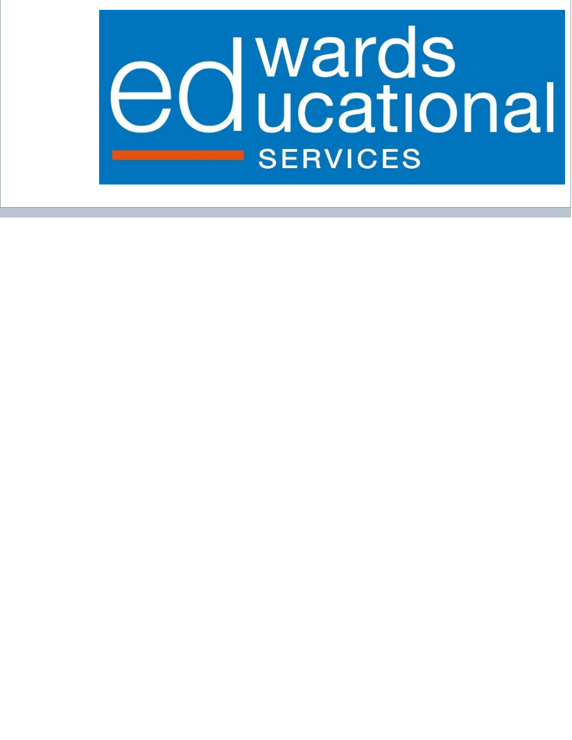edwards educational SERVICES